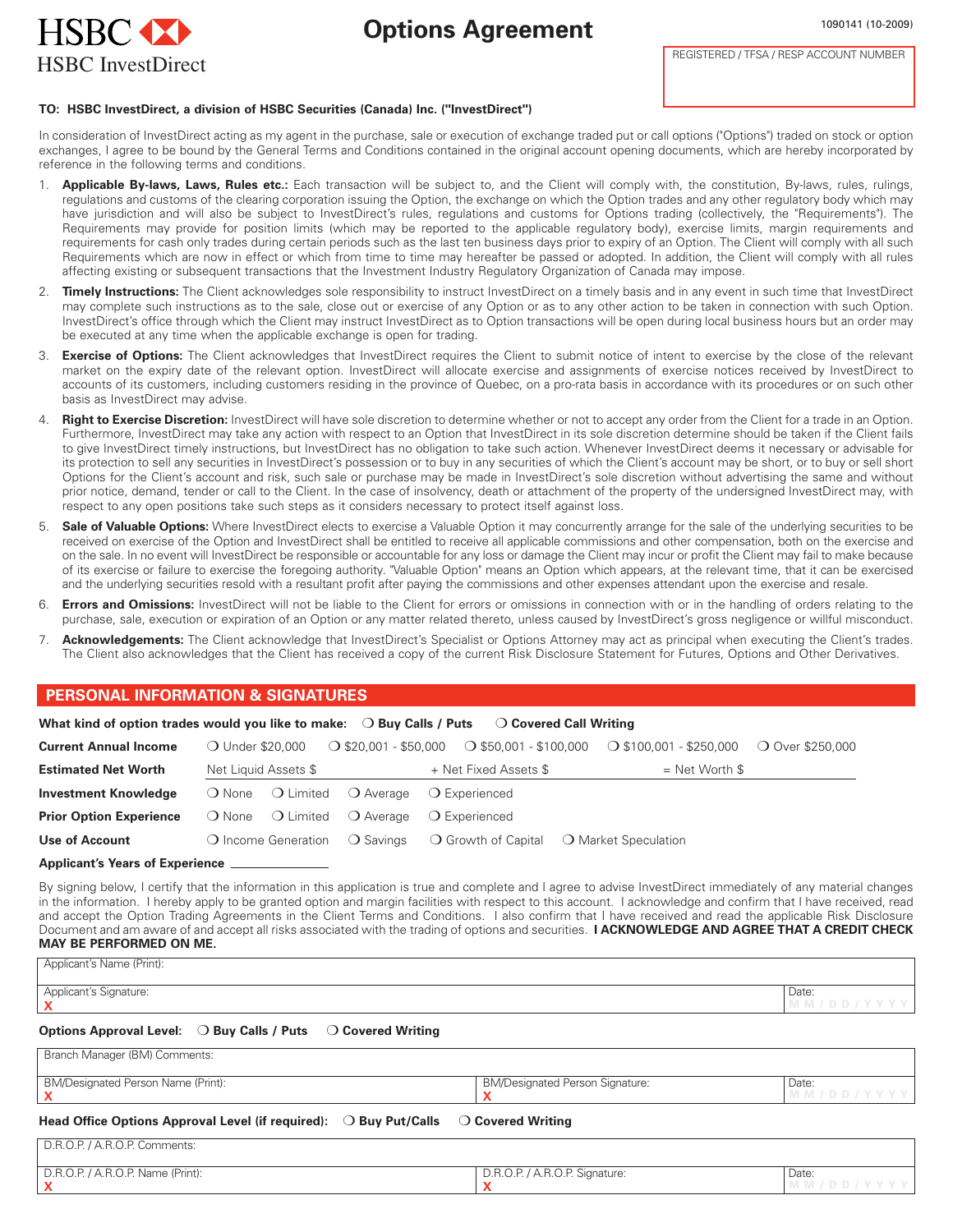HSBC
HSBC InvestDirect

# Options Agreement

1090141 (10-2009)

REGISTERED / TFSA / RESP ACCOUNT NUMBER

**TO: HSBC InvestDirect, a division of HSBC Securities (Canada) Inc. ("InvestDirect")**

In consideration of InvestDirect acting as my agent in the purchase, sale or execution of exchange traded put or call options ("Options") traded on stock or option exchanges, I agree to be bound by the General Terms and Conditions contained in the original account opening documents, which are hereby incorporated by reference in the following terms and conditions.

1. **Applicable By-laws, Laws, Rules etc.:** Each transaction will be subject to, and the Client will comply with, the constitution, By-laws, rules, rulings, regulations and customs of the clearing corporation issuing the Option, the exchange on which the Option trades and any other regulatory body which may have jurisdiction and will also be subject to InvestDirect's rules, regulations and customs for Options trading (collectively, the "Requirements"). The Requirements may provide for position limits (which may be reported to the applicable regulatory body), exercise limits, margin requirements and requirements for cash only trades during certain periods such as the last ten business days prior to expiry of an Option. The Client will comply with all such Requirements which are now in effect or which from time to time may hereafter be passed or adopted. In addition, the Client will comply with all rules affecting existing or subsequent transactions that the Investment Industry Regulatory Organization of Canada may impose.
2. **Timely Instructions:** The Client acknowledges sole responsibility to instruct InvestDirect on a timely basis and in any event in such time that InvestDirect may complete such instructions as to the sale, close out or exercise of any Option or as to any other action to be taken in connection with such Option. InvestDirect's office through which the Client may instruct InvestDirect as to Option transactions will be open during local business hours but an order may be executed at any time when the applicable exchange is open for trading.
3. **Exercise of Options:** The Client acknowledges that InvestDirect requires the Client to submit notice of intent to exercise by the close of the relevant market on the expiry date of the relevant option. InvestDirect will allocate exercise and assignments of exercise notices received by InvestDirect to accounts of its customers, including customers residing in the province of Quebec, on a pro-rata basis in accordance with its procedures or on such other basis as InvestDirect may advise.
4. **Right to Exercise Discretion:** InvestDirect will have sole discretion to determine whether or not to accept any order from the Client for a trade in an Option. Furthermore, InvestDirect may take any action with respect to an Option that InvestDirect in its sole discretion determine should be taken if the Client fails to give InvestDirect timely instructions, but InvestDirect has no obligation to take such action. Whenever InvestDirect deems it necessary or advisable for its protection to sell any securities in InvestDirect's possession or to buy in any securities of which the Client's account may be short, or to buy or sell short Options for the Client's account and risk, such sale or purchase may be made in InvestDirect's sole discretion without advertising the same and without prior notice, demand, tender or call to the Client. In the case of insolvency, death or attachment of the property of the undersigned InvestDirect may, with respect to any open positions take such steps as it considers necessary to protect itself against loss.
5. **Sale of Valuable Options:** Where InvestDirect elects to exercise a Valuable Option it may concurrently arrange for the sale of the underlying securities to be received on exercise of the Option and InvestDirect shall be entitled to receive all applicable commissions and other compensation, both on the exercise and on the sale. In no event will InvestDirect be responsible or accountable for any loss or damage the Client may incur or profit the Client may fail to make because of its exercise or failure to exercise the foregoing authority. "Valuable Option" means an Option which appears, at the relevant time, that it can be exercised and the underlying securities resold with a resultant profit after paying the commissions and other expenses attendant upon the exercise and resale.
6. **Errors and Omissions:** InvestDirect will not be liable to the Client for errors or omissions in connection with or in the handling of orders relating to the purchase, sale, execution or expiration of an Option or any matter related thereto, unless caused by InvestDirect's gross negligence or willful misconduct.
7. **Acknowledgements:** The Client acknowledge that InvestDirect's Specialist or Options Attorney may act as principal when executing the Client's trades. The Client also acknowledges that the Client has received a copy of the current Risk Disclosure Statement for Futures, Options and Other Derivatives.

## PERSONAL INFORMATION & SIGNATURES

**What kind of option trades would you like to make:** ❍ **Buy Calls / Puts** ❍ **Covered Call Writing**

**Current Annual Income** ❍ Under $20,000 ❍ $20,001 - $50,000 ❍ $50,001 - $100,000 ❍ $100,001 - $250,000 ❍ Over $250,000

**Estimated Net Worth** Net Liquid Assets $ ________ + Net Fixed Assets $ ________ = Net Worth $ ________

**Investment Knowledge** ❍ None ❍ Limited ❍ Average ❍ Experienced

**Prior Option Experience** ❍ None ❍ Limited ❍ Average ❍ Experienced

**Use of Account** ❍ Income Generation ❍ Savings ❍ Growth of Capital ❍ Market Speculation

**Applicant's Years of Experience** ____________

By signing below, I certify that the information in this application is true and complete and I agree to advise InvestDirect immediately of any material changes in the information. I hereby apply to be granted option and margin facilities with respect to this account. I acknowledge and confirm that I have received, read and accept the Option Trading Agreements in the Client Terms and Conditions. I also confirm that I have received and read the applicable Risk Disclosure Document and am aware of and accept all risks associated with the trading of options and securities. **I ACKNOWLEDGE AND AGREE THAT A CREDIT CHECK MAY BE PERFORMED ON ME.**

Applicant's Name (Print):

Applicant's Signature: X | Date: MM / DD / YYYY

**Options Approval Level:** ❍ **Buy Calls / Puts** ❍ **Covered Writing**

Branch Manager (BM) Comments:

BM/Designated Person Name (Print): X | BM/Designated Person Signature: X | Date: MM / DD / YYYY

**Head Office Options Approval Level (if required):** ❍ **Buy Put/Calls** ❍ **Covered Writing**

D.R.O.P. / A.R.O.P. Comments:

D.R.O.P. / A.R.O.P. Name (Print): X | D.R.O.P. / A.R.O.P. Signature: X | Date: MM / DD / YYYY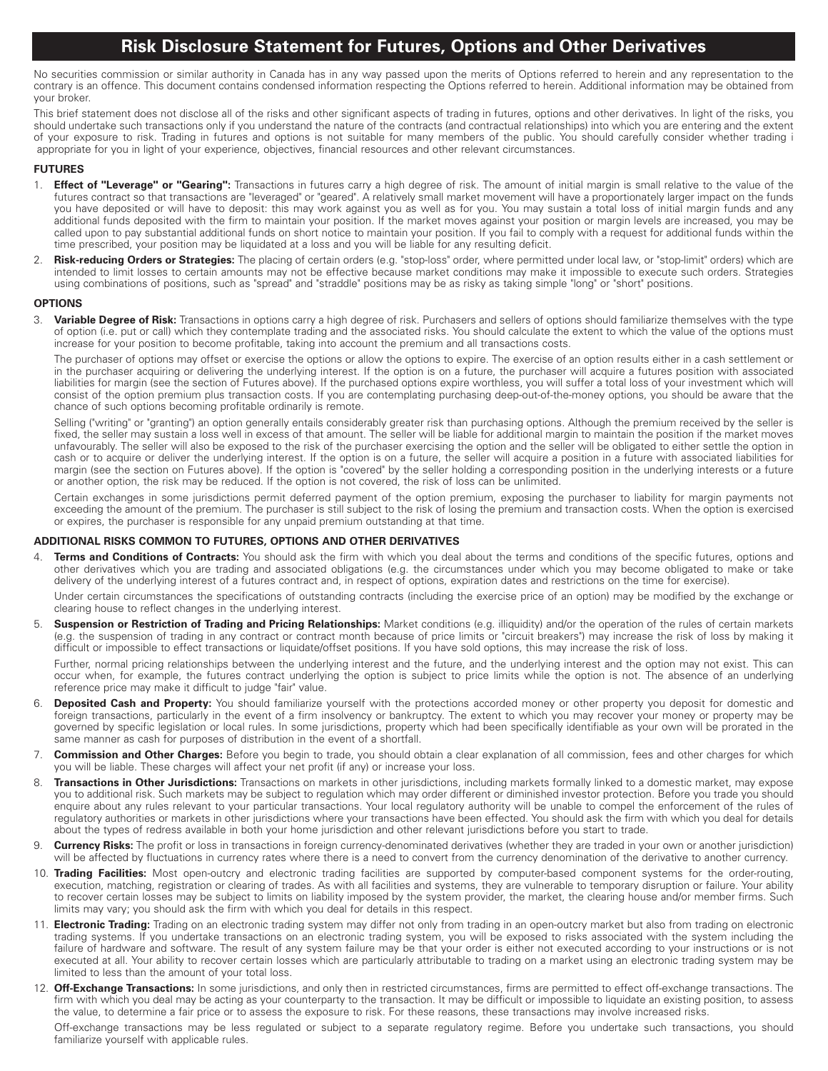# Risk Disclosure Statement for Futures, Options and Other Derivatives

No securities commission or similar authority in Canada has in any way passed upon the merits of Options referred to herein and any representation to the contrary is an offence. This document contains condensed information respecting the Options referred to herein. Additional information may be obtained from your broker.

This brief statement does not disclose all of the risks and other significant aspects of trading in futures, options and other derivatives. In light of the risks, you should undertake such transactions only if you understand the nature of the contracts (and contractual relationships) into which you are entering and the extent of your exposure to risk. Trading in futures and options is not suitable for many members of the public. You should carefully consider whether trading i appropriate for you in light of your experience, objectives, financial resources and other relevant circumstances.

### FUTURES

1. **Effect of "Leverage" or "Gearing":** Transactions in futures carry a high degree of risk. The amount of initial margin is small relative to the value of the futures contract so that transactions are "leveraged" or "geared". A relatively small market movement will have a proportionately larger impact on the funds you have deposited or will have to deposit: this may work against you as well as for you. You may sustain a total loss of initial margin funds and any additional funds deposited with the firm to maintain your position. If the market moves against your position or margin levels are increased, you may be called upon to pay substantial additional funds on short notice to maintain your position. If you fail to comply with a request for additional funds within the time prescribed, your position may be liquidated at a loss and you will be liable for any resulting deficit.
2. **Risk-reducing Orders or Strategies:** The placing of certain orders (e.g. "stop-loss" order, where permitted under local law, or "stop-limit" orders) which are intended to limit losses to certain amounts may not be effective because market conditions may make it impossible to execute such orders. Strategies using combinations of positions, such as "spread" and "straddle" positions may be as risky as taking simple "long" or "short" positions.

### OPTIONS

3. **Variable Degree of Risk:** Transactions in options carry a high degree of risk. Purchasers and sellers of options should familiarize themselves with the type of option (i.e. put or call) which they contemplate trading and the associated risks. You should calculate the extent to which the value of the options must increase for your position to become profitable, taking into account the premium and all transactions costs.

   The purchaser of options may offset or exercise the options or allow the options to expire. The exercise of an option results either in a cash settlement or in the purchaser acquiring or delivering the underlying interest. If the option is on a future, the purchaser will acquire a futures position with associated liabilities for margin (see the section of Futures above). If the purchased options expire worthless, you will suffer a total loss of your investment which will consist of the option premium plus transaction costs. If you are contemplating purchasing deep-out-of-the-money options, you should be aware that the chance of such options becoming profitable ordinarily is remote.

   Selling ("writing" or "granting") an option generally entails considerably greater risk than purchasing options. Although the premium received by the seller is fixed, the seller may sustain a loss well in excess of that amount. The seller will be liable for additional margin to maintain the position if the market moves unfavourably. The seller will also be exposed to the risk of the purchaser exercising the option and the seller will be obligated to either settle the option in cash or to acquire or deliver the underlying interest. If the option is on a future, the seller will acquire a position in a future with associated liabilities for margin (see the section on Futures above). If the option is "covered" by the seller holding a corresponding position in the underlying interests or a future or another option, the risk may be reduced. If the option is not covered, the risk of loss can be unlimited.

   Certain exchanges in some jurisdictions permit deferred payment of the option premium, exposing the purchaser to liability for margin payments not exceeding the amount of the premium. The purchaser is still subject to the risk of losing the premium and transaction costs. When the option is exercised or expires, the purchaser is responsible for any unpaid premium outstanding at that time.

### ADDITIONAL RISKS COMMON TO FUTURES, OPTIONS AND OTHER DERIVATIVES

4. **Terms and Conditions of Contracts:** You should ask the firm with which you deal about the terms and conditions of the specific futures, options and other derivatives which you are trading and associated obligations (e.g. the circumstances under which you may become obligated to make or take delivery of the underlying interest of a futures contract and, in respect of options, expiration dates and restrictions on the time for exercise).

   Under certain circumstances the specifications of outstanding contracts (including the exercise price of an option) may be modified by the exchange or clearing house to reflect changes in the underlying interest.
5. **Suspension or Restriction of Trading and Pricing Relationships:** Market conditions (e.g. illiquidity) and/or the operation of the rules of certain markets (e.g. the suspension of trading in any contract or contract month because of price limits or "circuit breakers") may increase the risk of loss by making it difficult or impossible to effect transactions or liquidate/offset positions. If you have sold options, this may increase the risk of loss.

   Further, normal pricing relationships between the underlying interest and the future, and the underlying interest and the option may not exist. This can occur when, for example, the futures contract underlying the option is subject to price limits while the option is not. The absence of an underlying reference price may make it difficult to judge "fair" value.
6. **Deposited Cash and Property:** You should familiarize yourself with the protections accorded money or other property you deposit for domestic and foreign transactions, particularly in the event of a firm insolvency or bankruptcy. The extent to which you may recover your money or property may be governed by specific legislation or local rules. In some jurisdictions, property which had been specifically identifiable as your own will be prorated in the same manner as cash for purposes of distribution in the event of a shortfall.
7. **Commission and Other Charges:** Before you begin to trade, you should obtain a clear explanation of all commission, fees and other charges for which you will be liable. These charges will affect your net profit (if any) or increase your loss.
8. **Transactions in Other Jurisdictions:** Transactions on markets in other jurisdictions, including markets formally linked to a domestic market, may expose you to additional risk. Such markets may be subject to regulation which may order different or diminished investor protection. Before you trade you should enquire about any rules relevant to your particular transactions. Your local regulatory authority will be unable to compel the enforcement of the rules of regulatory authorities or markets in other jurisdictions where your transactions have been effected. You should ask the firm with which you deal for details about the types of redress available in both your home jurisdiction and other relevant jurisdictions before you start to trade.
9. **Currency Risks:** The profit or loss in transactions in foreign currency-denominated derivatives (whether they are traded in your own or another jurisdiction) will be affected by fluctuations in currency rates where there is a need to convert from the currency denomination of the derivative to another currency.
10. **Trading Facilities:** Most open-outcry and electronic trading facilities are supported by computer-based component systems for the order-routing, execution, matching, registration or clearing of trades. As with all facilities and systems, they are vulnerable to temporary disruption or failure. Your ability to recover certain losses may be subject to limits on liability imposed by the system provider, the market, the clearing house and/or member firms. Such limits may vary; you should ask the firm with which you deal for details in this respect.
11. **Electronic Trading:** Trading on an electronic trading system may differ not only from trading in an open-outcry market but also from trading on electronic trading systems. If you undertake transactions on an electronic trading system, you will be exposed to risks associated with the system including the failure of hardware and software. The result of any system failure may be that your order is either not executed according to your instructions or is not executed at all. Your ability to recover certain losses which are particularly attributable to trading on a market using an electronic trading system may be limited to less than the amount of your total loss.
12. **Off-Exchange Transactions:** In some jurisdictions, and only then in restricted circumstances, firms are permitted to effect off-exchange transactions. The firm with which you deal may be acting as your counterparty to the transaction. It may be difficult or impossible to liquidate an existing position, to assess the value, to determine a fair price or to assess the exposure to risk. For these reasons, these transactions may involve increased risks.

    Off-exchange transactions may be less regulated or subject to a separate regulatory regime. Before you undertake such transactions, you should familiarize yourself with applicable rules.